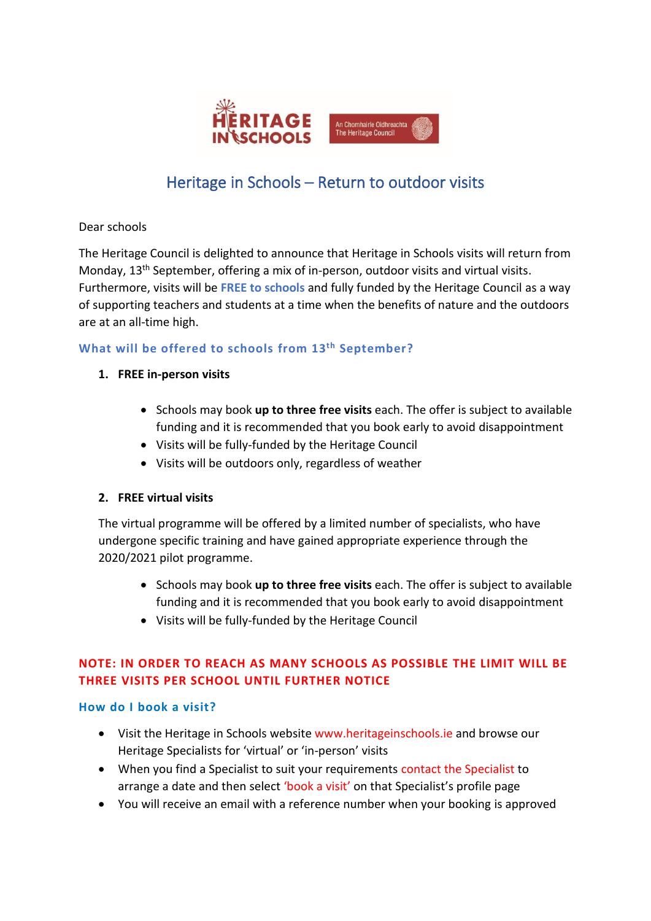# Heritage in Schools – Return to outdoor visits

Dear schools

The Heritage Council is delighted to announce that Heritage in Schools visits will return from Monday, 13th September, offering a mix of in-person, outdoor visits and virtual visits. Furthermore, visits will be **FREE to schools** and fully funded by the Heritage Council as a way of supporting teachers and students at a time when the benefits of nature and the outdoors are at an all-time high.

## What will be offered to schools from 13th September?

1. **FREE in-person visits**

   - Schools may book **up to three free visits** each. The offer is subject to available funding and it is recommended that you book early to avoid disappointment
   - Visits will be fully-funded by the Heritage Council
   - Visits will be outdoors only, regardless of weather

2. **FREE virtual visits**

   The virtual programme will be offered by a limited number of specialists, who have undergone specific training and have gained appropriate experience through the 2020/2021 pilot programme.

   - Schools may book **up to three free visits** each. The offer is subject to available funding and it is recommended that you book early to avoid disappointment
   - Visits will be fully-funded by the Heritage Council

**NOTE: IN ORDER TO REACH AS MANY SCHOOLS AS POSSIBLE THE LIMIT WILL BE THREE VISITS PER SCHOOL UNTIL FURTHER NOTICE**

## How do I book a visit?

- Visit the Heritage in Schools website www.heritageinschools.ie and browse our Heritage Specialists for 'virtual' or 'in-person' visits
- When you find a Specialist to suit your requirements contact the Specialist to arrange a date and then select 'book a visit' on that Specialist's profile page
- You will receive an email with a reference number when your booking is approved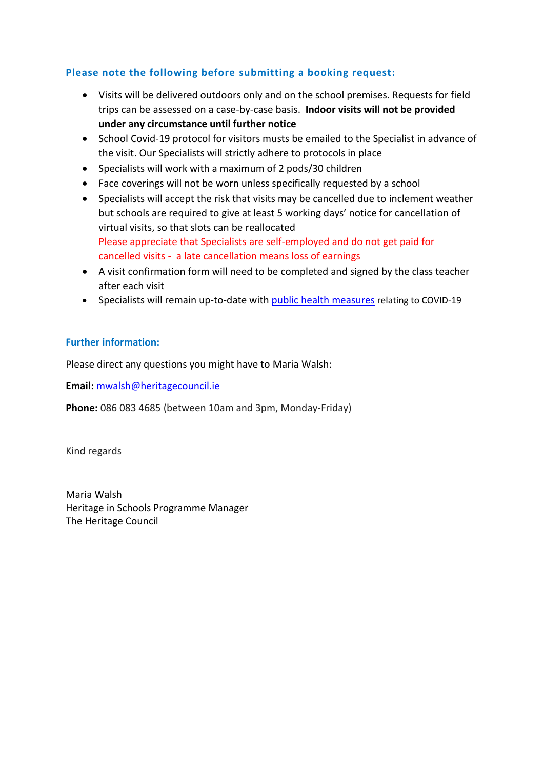## Please note the following before submitting a booking request:

- Visits will be delivered outdoors only and on the school premises. Requests for field trips can be assessed on a case-by-case basis. **Indoor visits will not be provided under any circumstance until further notice**
- School Covid-19 protocol for visitors musts be emailed to the Specialist in advance of the visit. Our Specialists will strictly adhere to protocols in place
- Specialists will work with a maximum of 2 pods/30 children
- Face coverings will not be worn unless specifically requested by a school
- Specialists will accept the risk that visits may be cancelled due to inclement weather but schools are required to give at least 5 working days' notice for cancellation of virtual visits, so that slots can be reallocated
  Please appreciate that Specialists are self-employed and do not get paid for cancelled visits - a late cancellation means loss of earnings
- A visit confirmation form will need to be completed and signed by the class teacher after each visit
- Specialists will remain up-to-date with [public health measures]() relating to COVID-19

## Further information:

Please direct any questions you might have to Maria Walsh:

**Email:** mwalsh@heritagecouncil.ie

**Phone:** 086 083 4685 (between 10am and 3pm, Monday-Friday)

Kind regards

Maria Walsh
Heritage in Schools Programme Manager
The Heritage Council